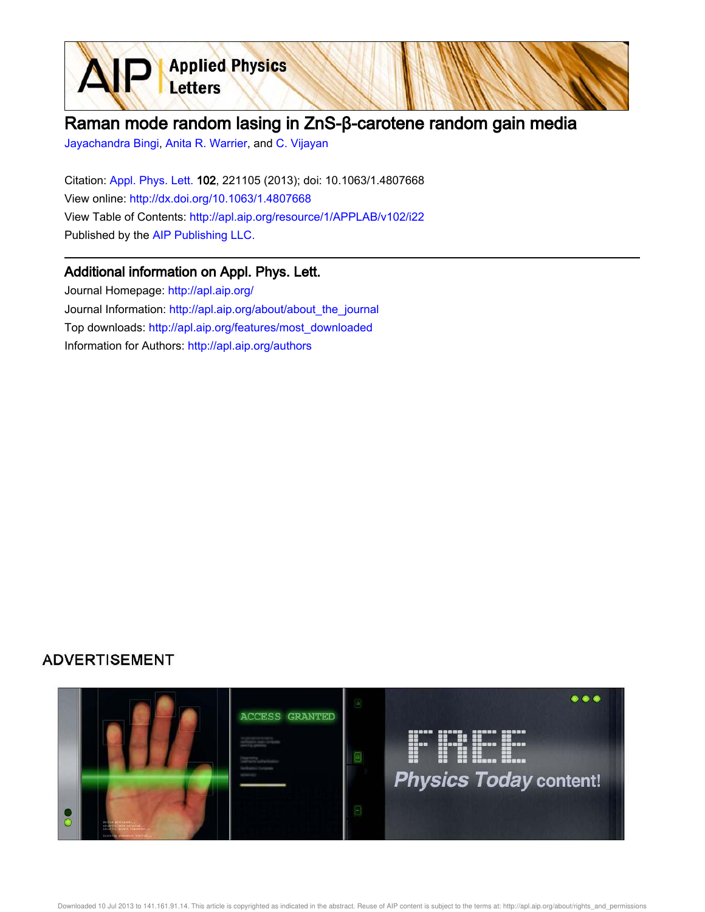# Raman mode random lasing in ZnS-β-carotene random gain media

Jayachandra Bingi, Anita R. Warrier, and C. Vijayan

Citation: Appl. Phys. Lett. **102**, 221105 (2013); doi: 10.1063/1.4807668

View online: http://dx.doi.org/10.1063/1.4807668

View Table of Contents: http://apl.aip.org/resource/1/APPLAB/v102/i22

Published by the AIP Publishing LLC.

## Additional information on Appl. Phys. Lett.

Journal Homepage: http://apl.aip.org/

Journal Information: http://apl.aip.org/about/about_the_journal

Top downloads: http://apl.aip.org/features/most_downloaded

Information for Authors: http://apl.aip.org/authors

ADVERTISEMENT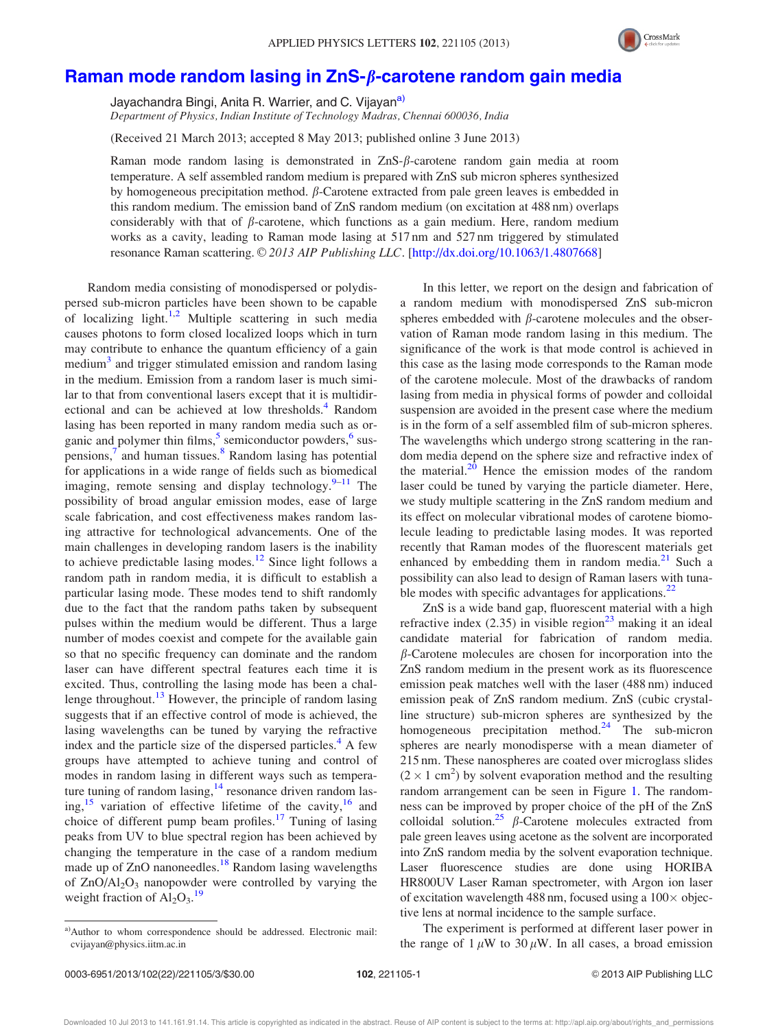# Raman mode random lasing in ZnS-β-carotene random gain media

Jayachandra Bingi, Anita R. Warrier, and C. Vijayan[a)]

*Department of Physics, Indian Institute of Technology Madras, Chennai 600036, India*

(Received 21 March 2013; accepted 8 May 2013; published online 3 June 2013)

Raman mode random lasing is demonstrated in ZnS-β-carotene random gain media at room temperature. A self assembled random medium is prepared with ZnS sub micron spheres synthesized by homogeneous precipitation method. β-Carotene extracted from pale green leaves is embedded in this random medium. The emission band of ZnS random medium (on excitation at 488 nm) overlaps considerably with that of β-carotene, which functions as a gain medium. Here, random medium works as a cavity, leading to Raman mode lasing at 517 nm and 527 nm triggered by stimulated resonance Raman scattering. © 2013 AIP Publishing LLC. [http://dx.doi.org/10.1063/1.4807668]

Random media consisting of monodispersed or polydispersed sub-micron particles have been shown to be capable of localizing light.[1,2] Multiple scattering in such media causes photons to form closed localized loops which in turn may contribute to enhance the quantum efficiency of a gain medium[3] and trigger stimulated emission and random lasing in the medium. Emission from a random laser is much similar to that from conventional lasers except that it is multidirectional and can be achieved at low thresholds.[4] Random lasing has been reported in many random media such as organic and polymer thin films,[5] semiconductor powders,[6] suspensions,[7] and human tissues.[8] Random lasing has potential for applications in a wide range of fields such as biomedical imaging, remote sensing and display technology.[9–11] The possibility of broad angular emission modes, ease of large scale fabrication, and cost effectiveness makes random lasing attractive for technological advancements. One of the main challenges in developing random lasers is the inability to achieve predictable lasing modes.[12] Since light follows a random path in random media, it is difficult to establish a particular lasing mode. These modes tend to shift randomly due to the fact that the random paths taken by subsequent pulses within the medium would be different. Thus a large number of modes coexist and compete for the available gain so that no specific frequency can dominate and the random laser can have different spectral features each time it is excited. Thus, controlling the lasing mode has been a challenge throughout.[13] However, the principle of random lasing suggests that if an effective control of mode is achieved, the lasing wavelengths can be tuned by varying the refractive index and the particle size of the dispersed particles.[4] A few groups have attempted to achieve tuning and control of modes in random lasing in different ways such as temperature tuning of random lasing,[14] resonance driven random lasing,[15] variation of effective lifetime of the cavity,[16] and choice of different pump beam profiles.[17] Tuning of lasing peaks from UV to blue spectral region has been achieved by changing the temperature in the case of a random medium made up of ZnO nanoneedles.[18] Random lasing wavelengths of $ZnO/Al_2O_3$ nanopowder were controlled by varying the weight fraction of $Al_2O_3$.[19]

In this letter, we report on the design and fabrication of a random medium with monodispersed ZnS sub-micron spheres embedded with β-carotene molecules and the observation of Raman mode random lasing in this medium. The significance of the work is that mode control is achieved in this case as the lasing mode corresponds to the Raman mode of the carotene molecule. Most of the drawbacks of random lasing from media in physical forms of powder and colloidal suspension are avoided in the present case where the medium is in the form of a self assembled film of sub-micron spheres. The wavelengths which undergo strong scattering in the random media depend on the sphere size and refractive index of the material.[20] Hence the emission modes of the random laser could be tuned by varying the particle diameter. Here, we study multiple scattering in the ZnS random medium and its effect on molecular vibrational modes of carotene biomolecule leading to predictable lasing modes. It was reported recently that Raman modes of the fluorescent materials get enhanced by embedding them in random media.[21] Such a possibility can also lead to design of Raman lasers with tunable modes with specific advantages for applications.[22]

ZnS is a wide band gap, fluorescent material with a high refractive index (2.35) in visible region[23] making it an ideal candidate material for fabrication of random media. β-Carotene molecules are chosen for incorporation into the ZnS random medium in the present work as its fluorescence emission peak matches well with the laser (488 nm) induced emission peak of ZnS random medium. ZnS (cubic crystalline structure) sub-micron spheres are synthesized by the homogeneous precipitation method.[24] The sub-micron spheres are nearly monodisperse with a mean diameter of 215 nm. These nanospheres are coated over microglass slides ($2 \times 1$ cm$^2$) by solvent evaporation method and the resulting random arrangement can be seen in Figure 1. The randomness can be improved by proper choice of the pH of the ZnS colloidal solution.[25] β-Carotene molecules extracted from pale green leaves using acetone as the solvent are incorporated into ZnS random media by the solvent evaporation technique. Laser fluorescence studies are done using HORIBA HR800UV Laser Raman spectrometer, with Argon ion laser of excitation wavelength 488 nm, focused using a 100× objective lens at normal incidence to the sample surface.

The experiment is performed at different laser power in the range of 1 μW to 30 μW. In all cases, a broad emission

a)Author to whom correspondence should be addressed. Electronic mail: cvijayan@physics.iitm.ac.in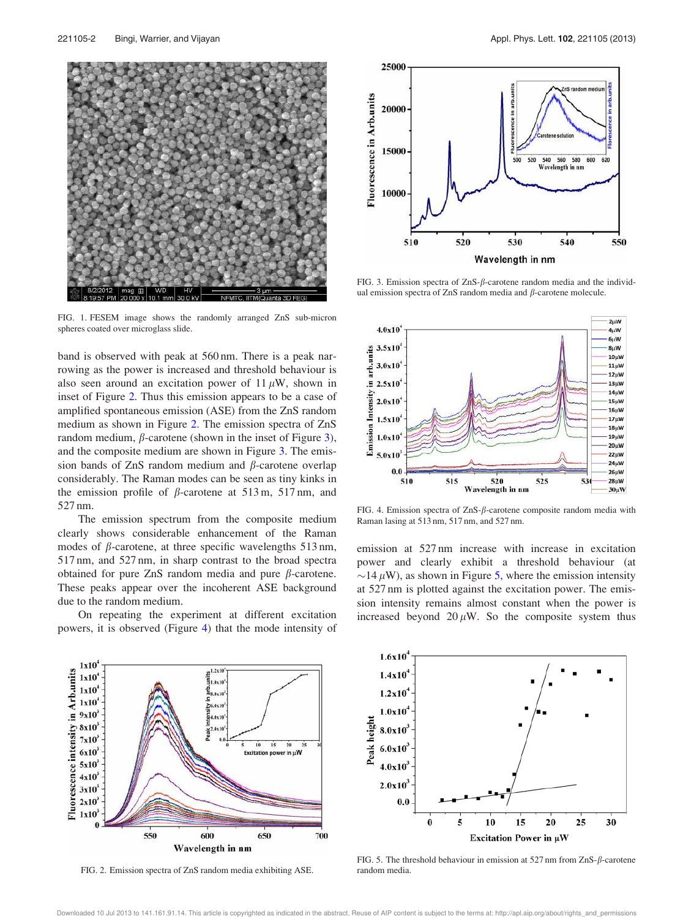FIG. 1. FESEM image shows the randomly arranged ZnS sub-micron spheres coated over microglass slide.

band is observed with peak at 560 nm. There is a peak narrowing as the power is increased and threshold behaviour is also seen around an excitation power of 11 $\mu$W, shown in inset of Figure 2. Thus this emission appears to be a case of amplified spontaneous emission (ASE) from the ZnS random medium as shown in Figure 2. The emission spectra of ZnS random medium, $\beta$-carotene (shown in the inset of Figure 3), and the composite medium are shown in Figure 3. The emission bands of ZnS random medium and $\beta$-carotene overlap considerably. The Raman modes can be seen as tiny kinks in the emission profile of $\beta$-carotene at 513 m, 517 nm, and 527 nm.

The emission spectrum from the composite medium clearly shows considerable enhancement of the Raman modes of $\beta$-carotene, at three specific wavelengths 513 nm, 517 nm, and 527 nm, in sharp contrast to the broad spectra obtained for pure ZnS random media and pure $\beta$-carotene. These peaks appear over the incoherent ASE background due to the random medium.

On repeating the experiment at different excitation powers, it is observed (Figure 4) that the mode intensity of emission at 527 nm increase with increase in excitation power and clearly exhibit a threshold behaviour (at $\sim$14 $\mu$W), as shown in Figure 5, where the emission intensity at 527 nm is plotted against the excitation power. The emission intensity remains almost constant when the power is increased beyond 20 $\mu$W. So the composite system thus

FIG. 2. Emission spectra of ZnS random media exhibiting ASE.

FIG. 3. Emission spectra of ZnS-$\beta$-carotene random media and the individual emission spectra of ZnS random media and $\beta$-carotene molecule.

FIG. 4. Emission spectra of ZnS-$\beta$-carotene composite random media with Raman lasing at 513 nm, 517 nm, and 527 nm.

FIG. 5. The threshold behaviour in emission at 527 nm from ZnS-$\beta$-carotene random media.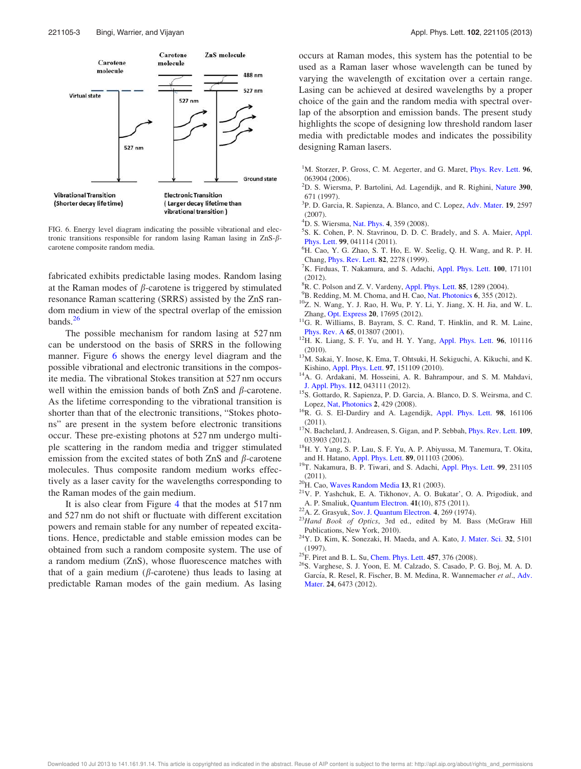Carotene molecule

Carotene molecule

ZnS molecule

Virtual state

488 nm

527 nm

527 nm

527 nm

Ground state

Vibrational Transition
(Shorter decay life time)

Electronic Transition
( Larger decay lifetime than vibrational transition )

FIG. 6. Energy level diagram indicating the possible vibrational and electronic transitions responsible for random lasing Raman lasing in ZnS-$\beta$-carotene composite random media.

fabricated exhibits predictable lasing modes. Random lasing at the Raman modes of $\beta$-carotene is triggered by stimulated resonance Raman scattering (SRRS) assisted by the ZnS random medium in view of the spectral overlap of the emission bands.[26]

The possible mechanism for random lasing at 527 nm can be understood on the basis of SRRS in the following manner. Figure 6 shows the energy level diagram and the possible vibrational and electronic transitions in the composite media. The vibrational Stokes transition at 527 nm occurs well within the emission bands of both ZnS and $\beta$-carotene. As the lifetime corresponding to the vibrational transition is shorter than that of the electronic transitions, "Stokes photons" are present in the system before electronic transitions occur. These pre-existing photons at 527 nm undergo multiple scattering in the random media and trigger stimulated emission from the excited states of both ZnS and $\beta$-carotene molecules. Thus composite random medium works effectively as a laser cavity for the wavelengths corresponding to the Raman modes of the gain medium.

It is also clear from Figure 4 that the modes at 517 nm and 527 nm do not shift or fluctuate with different excitation powers and remain stable for any number of repeated excitations. Hence, predictable and stable emission modes can be obtained from such a random composite system. The use of a random medium (ZnS), whose fluorescence matches with that of a gain medium ($\beta$-carotene) thus leads to lasing at predictable Raman modes of the gain medium. As lasing occurs at Raman modes, this system has the potential to be used as a Raman laser whose wavelength can be tuned by varying the wavelength of excitation over a certain range. Lasing can be achieved at desired wavelengths by a proper choice of the gain and the random media with spectral overlap of the absorption and emission bands. The present study highlights the scope of designing low threshold random laser media with predictable modes and indicates the possibility designing Raman lasers.

[1]M. Storzer, P. Gross, C. M. Aegerter, and G. Maret, Phys. Rev. Lett. **96**, 063904 (2006).

[2]D. S. Wiersma, P. Bartolini, Ad. Lagendijk, and R. Righini, Nature **390**, 671 (1997).

[3]P. D. Garcia, R. Sapienza, A. Blanco, and C. Lopez, Adv. Mater. **19**, 2597 (2007).

[4]D. S. Wiersma, Nat. Phys. **4**, 359 (2008).

[5]S. K. Cohen, P. N. Stavrinou, D. D. C. Bradely, and S. A. Maier, Appl. Phys. Lett. **99**, 041114 (2011).

[6]H. Cao, Y. G. Zhao, S. T. Ho, E. W. Seelig, Q. H. Wang, and R. P. H. Chang, Phys. Rev. Lett. **82**, 2278 (1999).

[7]K. Firduas, T. Nakamura, and S. Adachi, Appl. Phys. Lett. **100**, 171101 (2012).

[8]R. C. Polson and Z. V. Vardeny, Appl. Phys. Lett. **85**, 1289 (2004).

[9]B. Redding, M. M. Choma, and H. Cao, Nat. Photonics **6**, 355 (2012).

[10]Z. N. Wang, Y. J. Rao, H. Wu, P. Y. Li, Y. Jiang, X. H. Jia, and W. L. Zhang, Opt. Express **20**, 17695 (2012).

[11]G. R. Williams, B. Bayram, S. C. Rand, T. Hinklin, and R. M. Laine, Phys. Rev. A **65**, 013807 (2001).

[12]H. K. Liang, S. F. Yu, and H. Y. Yang, Appl. Phys. Lett. **96**, 101116 (2010).

[13]M. Sakai, Y. Inose, K. Ema, T. Ohtsuki, H. Sekiguchi, A. Kikuchi, and K. Kishino, Appl. Phys. Lett. **97**, 151109 (2010).

[14]A. G. Ardakani, M. Hosseini, A. R. Bahrampour, and S. M. Mahdavi, J. Appl. Phys. **112**, 043111 (2012).

[15]S. Gottardo, R. Sapienza, P. D. Garcia, A. Blanco, D. S. Weirsma, and C. Lopez, Nat, Photonics **2**, 429 (2008).

[16]R. G. S. El-Dardiry and A. Lagendijk, Appl. Phys. Lett. **98**, 161106 (2011).

[17]N. Bachelard, J. Andreasen, S. Gigan, and P. Sebbah, Phys. Rev. Lett. **109**, 033903 (2012).

[18]H. Y. Yang, S. P. Lau, S. F. Yu, A. P. Abiyussa, M. Tanemura, T. Okita, and H. Hatano, Appl. Phys. Lett. **89**, 011103 (2006).

[19]T. Nakamura, B. P. Tiwari, and S. Adachi, Appl. Phys. Lett. **99**, 231105 (2011).

[20]H. Cao, Waves Random Media **13**, R1 (2003).

[21]V. P. Yashchuk, E. A. Tikhonov, A. O. Bukatar', O. A. Prigodiuk, and A. P. Smaliuk, Quantum Electron. **41**(10), 875 (2011).

[22]A. Z. Grasyuk, Sov. J. Quantum Electron. **4**, 269 (1974).

[23]*Hand Book of Optics*, 3rd ed., edited by M. Bass (McGraw Hill Publications, New York, 2010).

[24]Y. D. Kim, K. Sonezaki, H. Maeda, and A. Kato, J. Mater. Sci. **32**, 5101 (1997).

[25]F. Piret and B. L. Su, Chem. Phys. Lett. **457**, 376 (2008).

[26]S. Varghese, S. J. Yoon, E. M. Calzado, S. Casado, P. G. Boj, M. A. D. García, R. Resel, R. Fischer, B. M. Medina, R. Wannemacher *et al.*, Adv. Mater. **24**, 6473 (2012).